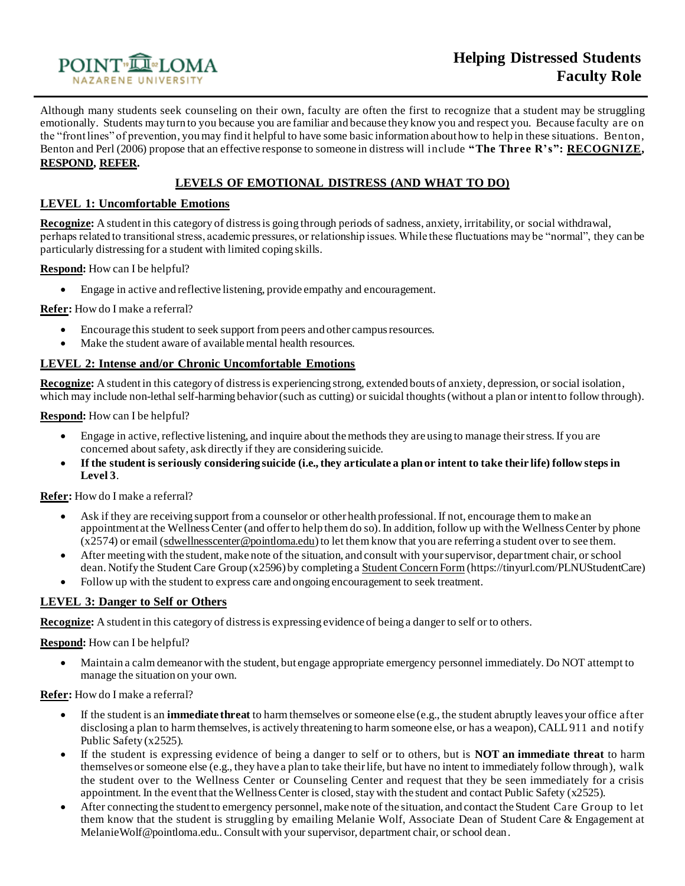POINT LOMA NAZARENE UNIVERSITY

# Helping Distressed Students Faculty Role

Although many students seek counseling on their own, faculty are often the first to recognize that a student may be struggling emotionally. Students may turn to you because you are familiar and because they know you and respect you. Because faculty are on the "front lines" of prevention, you may find it helpful to have some basic information about how to help in these situations. Benton, Benton and Perl (2006) propose that an effective response to someone in distress will include **"The Three R's": RECOGNIZE, RESPOND, REFER.**

## LEVELS OF EMOTIONAL DISTRESS (AND WHAT TO DO)

### LEVEL 1: Uncomfortable Emotions

**Recognize:** A student in this category of distress is going through periods of sadness, anxiety, irritability, or social withdrawal, perhaps related to transitional stress, academic pressures, or relationship issues. While these fluctuations may be "normal", they can be particularly distressing for a student with limited coping skills.

**Respond:** How can I be helpful?

- Engage in active and reflective listening, provide empathy and encouragement.

**Refer:** How do I make a referral?

- Encourage this student to seek support from peers and other campus resources.
- Make the student aware of available mental health resources.

### LEVEL 2: Intense and/or Chronic Uncomfortable Emotions

**Recognize:** A student in this category of distress is experiencing strong, extended bouts of anxiety, depression, or social isolation, which may include non-lethal self-harming behavior (such as cutting) or suicidal thoughts (without a plan or intent to follow through).

**Respond:** How can I be helpful?

- Engage in active, reflective listening, and inquire about the methods they are using to manage their stress. If you are concerned about safety, ask directly if they are considering suicide.
- **If the student is seriously considering suicide (i.e., they articulate a plan or intent to take their life) follow steps in Level 3**.

**Refer:** How do I make a referral?

- Ask if they are receiving support from a counselor or other health professional. If not, encourage them to make an appointment at the Wellness Center (and offer to help them do so). In addition, follow up with the Wellness Center by phone (x2574) or email (sdwellnesscenter@pointloma.edu) to let them know that you are referring a student over to see them.
- After meeting with the student, make note of the situation, and consult with your supervisor, department chair, or school dean. Notify the Student Care Group (x2596) by completing a Student Concern Form (https://tinyurl.com/PLNUStudentCare)
- Follow up with the student to express care and ongoing encouragement to seek treatment.

### LEVEL 3: Danger to Self or Others

**Recognize:** A student in this category of distress is expressing evidence of being a danger to self or to others.

**Respond:** How can I be helpful?

- Maintain a calm demeanor with the student, but engage appropriate emergency personnel immediately. Do NOT attempt to manage the situation on your own.

**Refer:** How do I make a referral?

- If the student is an **immediate threat** to harm themselves or someone else (e.g., the student abruptly leaves your office after disclosing a plan to harm themselves, is actively threatening to harm someone else, or has a weapon), CALL 911 and notify Public Safety (x2525).
- If the student is expressing evidence of being a danger to self or to others, but is **NOT an immediate threat** to harm themselves or someone else (e.g., they have a plan to take their life, but have no intent to immediately follow through), walk the student over to the Wellness Center or Counseling Center and request that they be seen immediately for a crisis appointment. In the event that the Wellness Center is closed, stay with the student and contact Public Safety (x2525).
- After connecting the student to emergency personnel, make note of the situation, and contact the Student Care Group to let them know that the student is struggling by emailing Melanie Wolf, Associate Dean of Student Care & Engagement at MelanieWolf@pointloma.edu.. Consult with your supervisor, department chair, or school dean.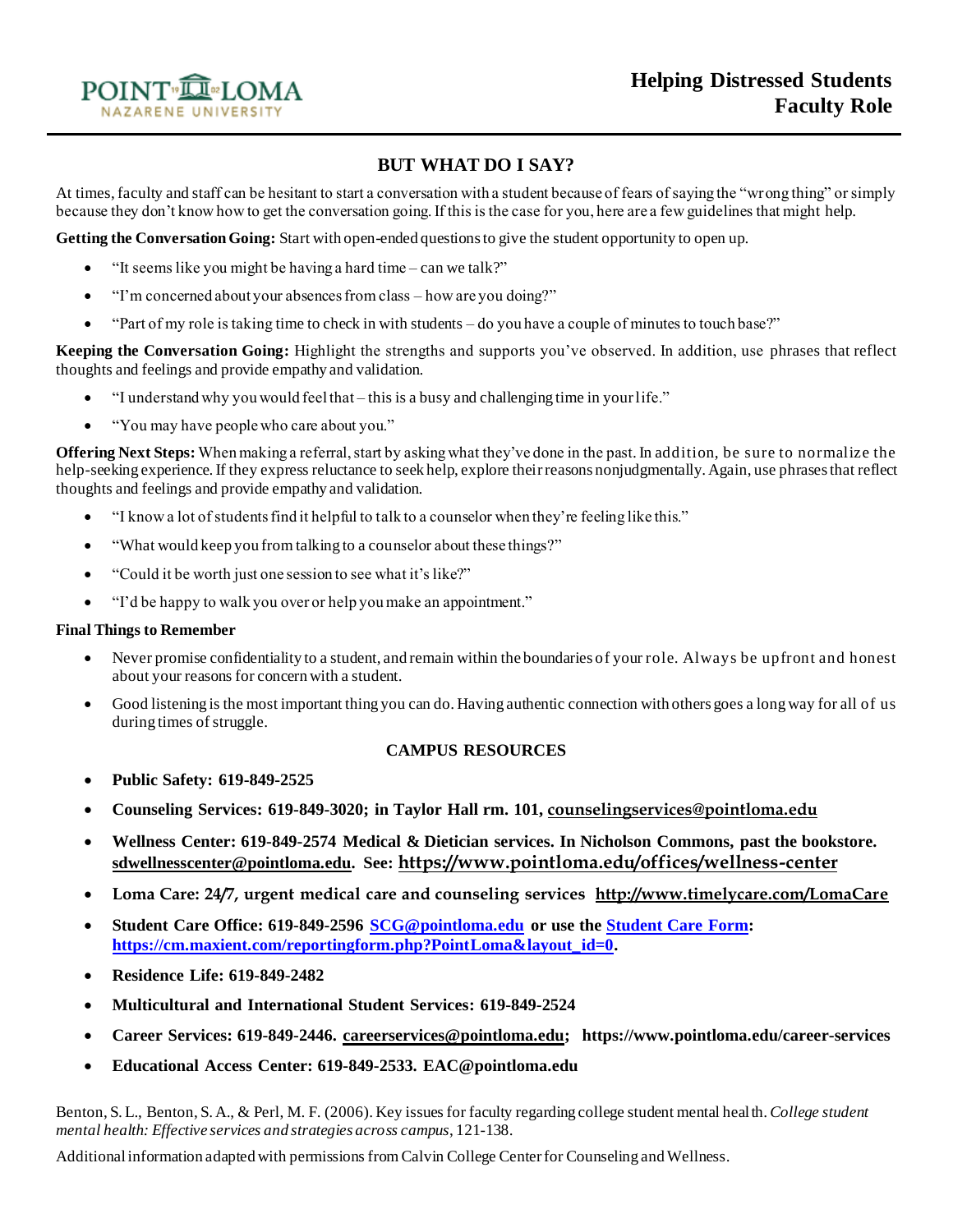**Helping Distressed Students**
**Faculty Role**

## BUT WHAT DO I SAY?

At times, faculty and staff can be hesitant to start a conversation with a student because of fears of saying the "wrong thing" or simply because they don't know how to get the conversation going. If this is the case for you, here are a few guidelines that might help.

**Getting the Conversation Going:** Start with open-ended questions to give the student opportunity to open up.

- "It seems like you might be having a hard time – can we talk?"
- "I'm concerned about your absences from class – how are you doing?"
- "Part of my role is taking time to check in with students – do you have a couple of minutes to touch base?"

**Keeping the Conversation Going:** Highlight the strengths and supports you've observed. In addition, use phrases that reflect thoughts and feelings and provide empathy and validation.

- "I understand why you would feel that – this is a busy and challenging time in your life."
- "You may have people who care about you."

**Offering Next Steps:** When making a referral, start by asking what they've done in the past. In addition, be sure to normalize the help-seeking experience. If they express reluctance to seek help, explore their reasons nonjudgmentally. Again, use phrases that reflect thoughts and feelings and provide empathy and validation.

- "I know a lot of students find it helpful to talk to a counselor when they're feeling like this."
- "What would keep you from talking to a counselor about these things?"
- "Could it be worth just one session to see what it's like?"
- "I'd be happy to walk you over or help you make an appointment."

**Final Things to Remember**

- Never promise confidentiality to a student, and remain within the boundaries of your role. Always be upfront and honest about your reasons for concern with a student.
- Good listening is the most important thing you can do. Having authentic connection with others goes a long way for all of us during times of struggle.

## CAMPUS RESOURCES

- **Public Safety: 619-849-2525**
- **Counseling Services: 619-849-3020; in Taylor Hall rm. 101, counselingservices@pointloma.edu**
- **Wellness Center: 619-849-2574 Medical & Dietician services. In Nicholson Commons, past the bookstore. sdwellnesscenter@pointloma.edu. See: https://www.pointloma.edu/offices/wellness-center**
- **Loma Care: 24/7, urgent medical care and counseling services http://www.timelycare.com/LomaCare**
- **Student Care Office: 619-849-2596 SCG@pointloma.edu or use the Student Care Form: https://cm.maxient.com/reportingform.php?PointLoma&layout_id=0.**
- **Residence Life: 619-849-2482**
- **Multicultural and International Student Services: 619-849-2524**
- **Career Services: 619-849-2446. careerservices@pointloma.edu; https://www.pointloma.edu/career-services**
- **Educational Access Center: 619-849-2533. EAC@pointloma.edu**

Benton, S. L., Benton, S. A., & Perl, M. F. (2006). Key issues for faculty regarding college student mental health. *College student mental health: Effective services and strategies across campus*, 121-138.

Additional information adapted with permissions from Calvin College Center for Counseling and Wellness.